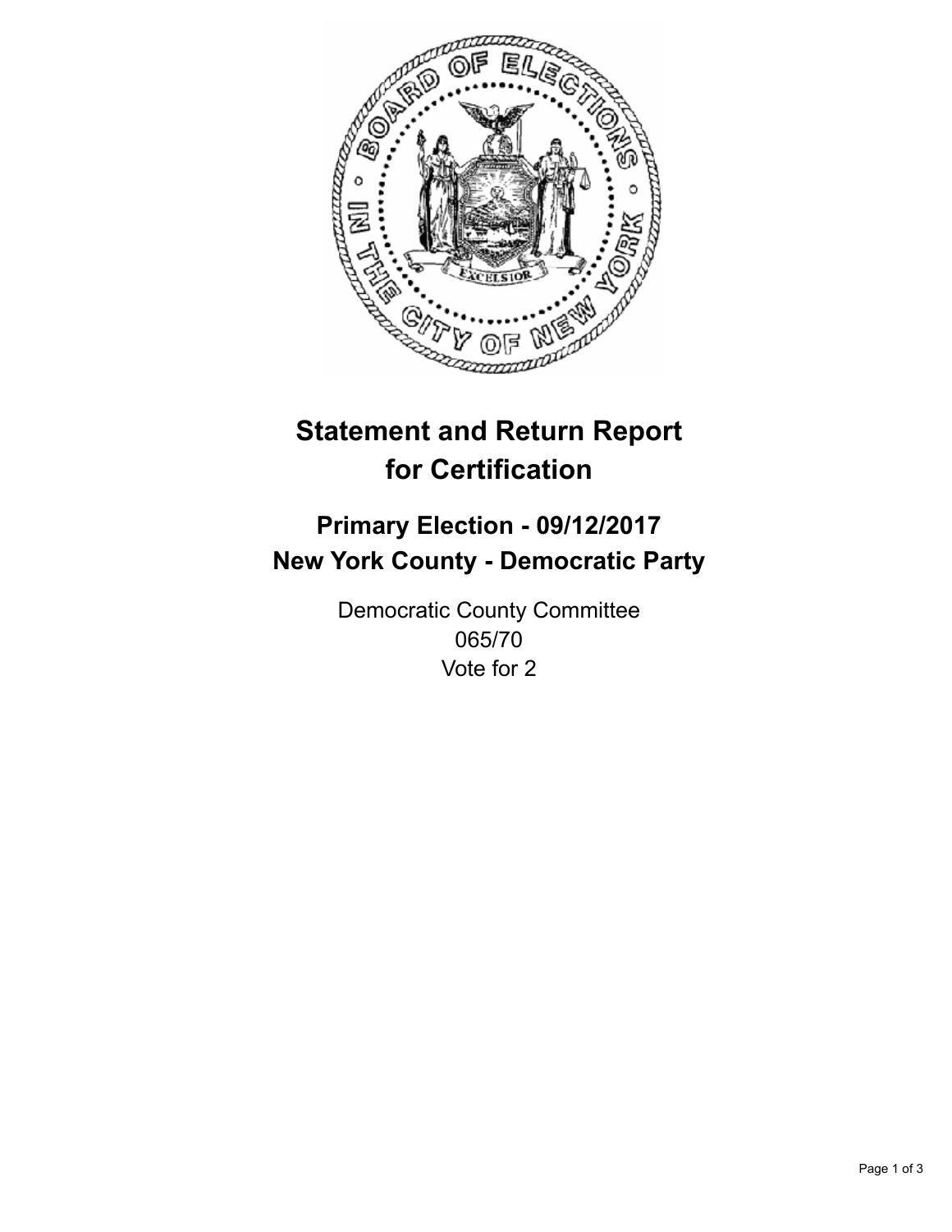# Statement and Return Report for Certification

## Primary Election - 09/12/2017
## New York County - Democratic Party

Democratic County Committee
065/70
Vote for 2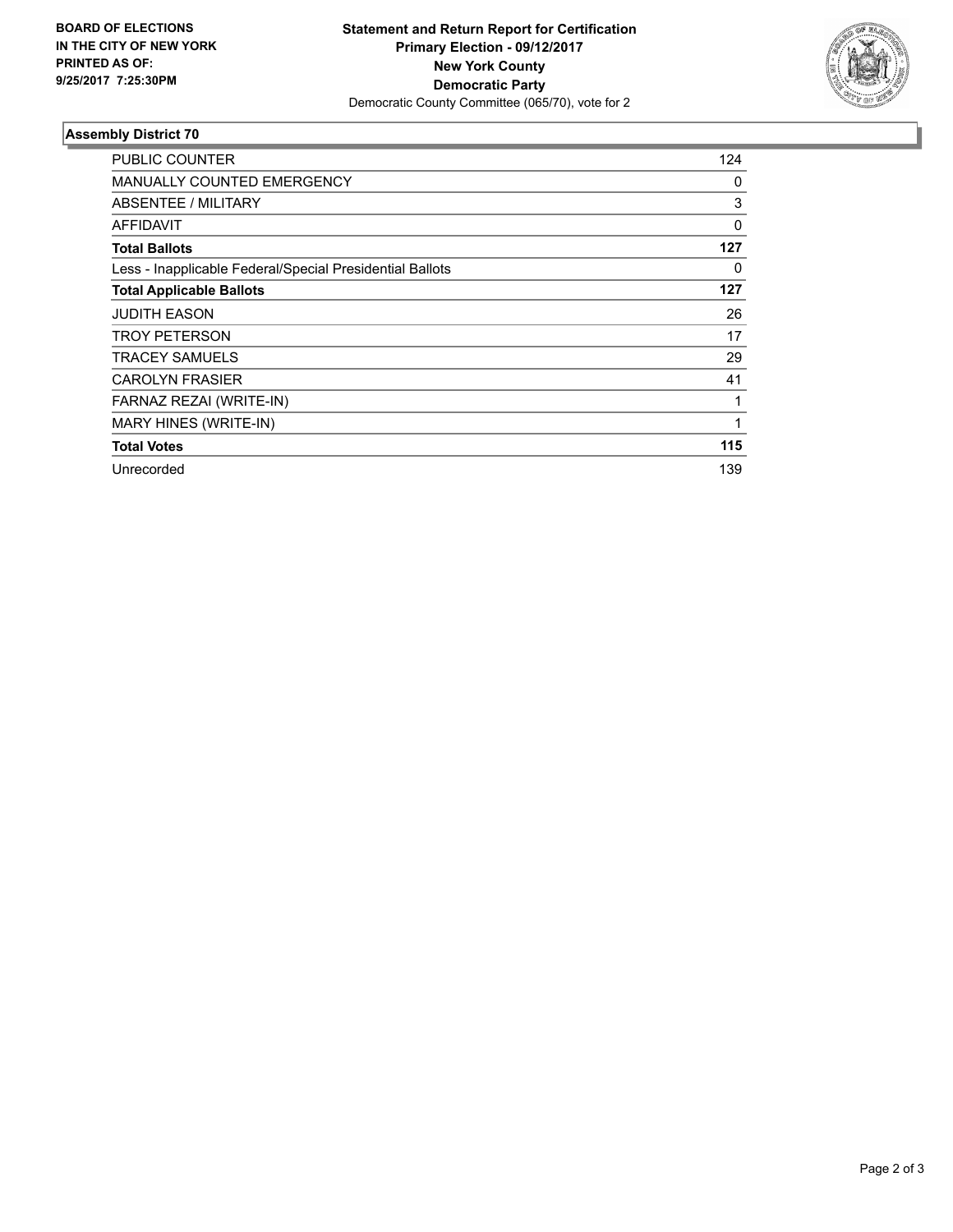**BOARD OF ELECTIONS IN THE CITY OF NEW YORK PRINTED AS OF: 9/25/2017 7:25:30PM**

**Statement and Return Report for Certification**
**Primary Election - 09/12/2017**
**New York County**
**Democratic Party**
Democratic County Committee (065/70), vote for 2

## Assembly District 70

| | |
|---|---|
| PUBLIC COUNTER | 124 |
| MANUALLY COUNTED EMERGENCY | 0 |
| ABSENTEE / MILITARY | 3 |
| AFFIDAVIT | 0 |
| **Total Ballots** | **127** |
| Less - Inapplicable Federal/Special Presidential Ballots | 0 |
| **Total Applicable Ballots** | **127** |
| JUDITH EASON | 26 |
| TROY PETERSON | 17 |
| TRACEY SAMUELS | 29 |
| CAROLYN FRASIER | 41 |
| FARNAZ REZAI (WRITE-IN) | 1 |
| MARY HINES (WRITE-IN) | 1 |
| **Total Votes** | **115** |
| Unrecorded | 139 |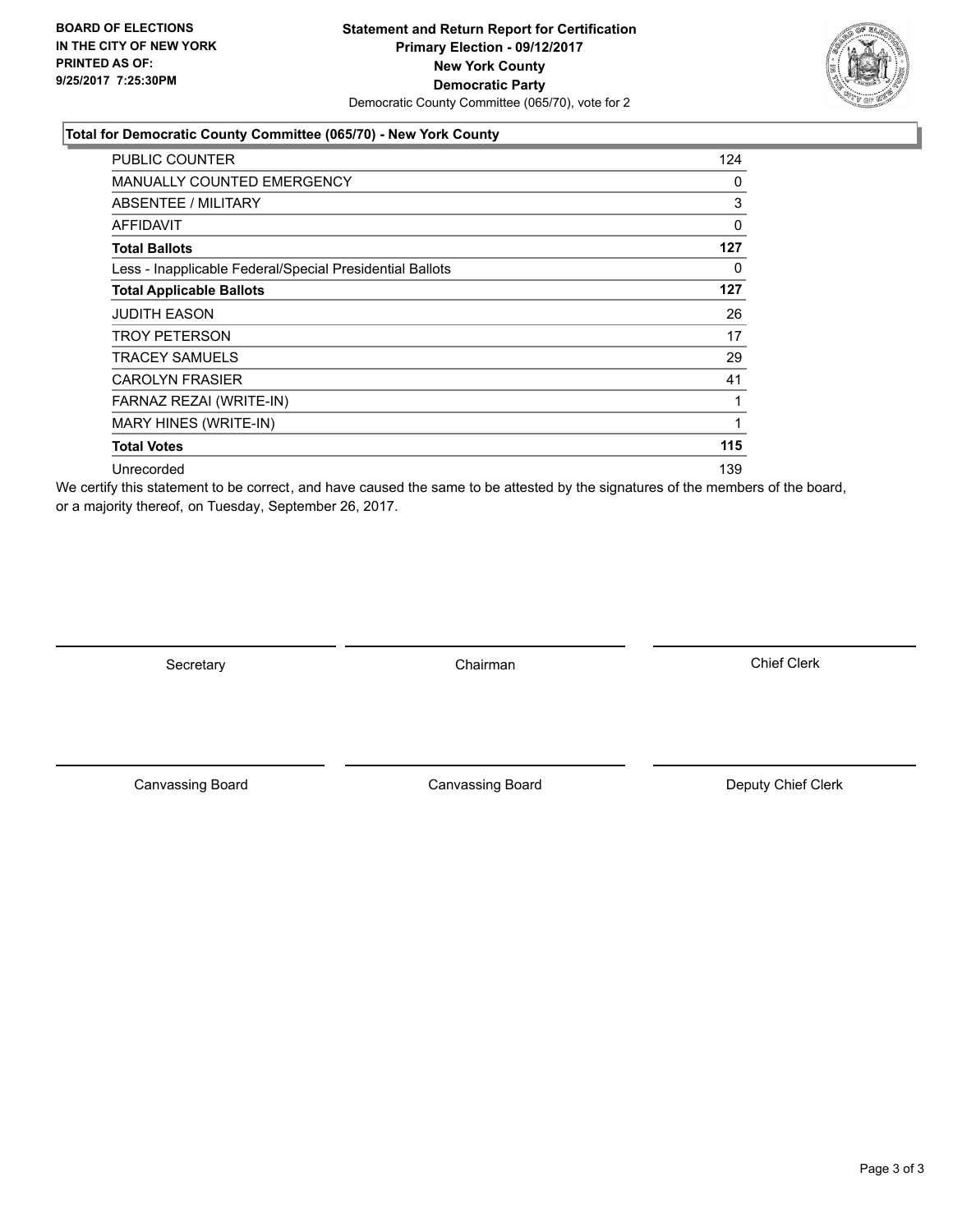**BOARD OF ELECTIONS IN THE CITY OF NEW YORK PRINTED AS OF: 9/25/2017 7:25:30PM**

**Statement and Return Report for Certification Primary Election - 09/12/2017 New York County Democratic Party**

Democratic County Committee (065/70), vote for 2

**Total for Democratic County Committee (065/70) - New York County**

| | |
|---|---|
| PUBLIC COUNTER | 124 |
| MANUALLY COUNTED EMERGENCY | 0 |
| ABSENTEE / MILITARY | 3 |
| AFFIDAVIT | 0 |
| **Total Ballots** | **127** |
| Less - Inapplicable Federal/Special Presidential Ballots | 0 |
| **Total Applicable Ballots** | **127** |
| JUDITH EASON | 26 |
| TROY PETERSON | 17 |
| TRACEY SAMUELS | 29 |
| CAROLYN FRASIER | 41 |
| FARNAZ REZAI (WRITE-IN) | 1 |
| MARY HINES (WRITE-IN) | 1 |
| **Total Votes** | **115** |
| Unrecorded | 139 |

We certify this statement to be correct, and have caused the same to be attested by the signatures of the members of the board, or a majority thereof, on Tuesday, September 26, 2017.

Secretary

Chairman

Chief Clerk

Canvassing Board

Canvassing Board

Deputy Chief Clerk